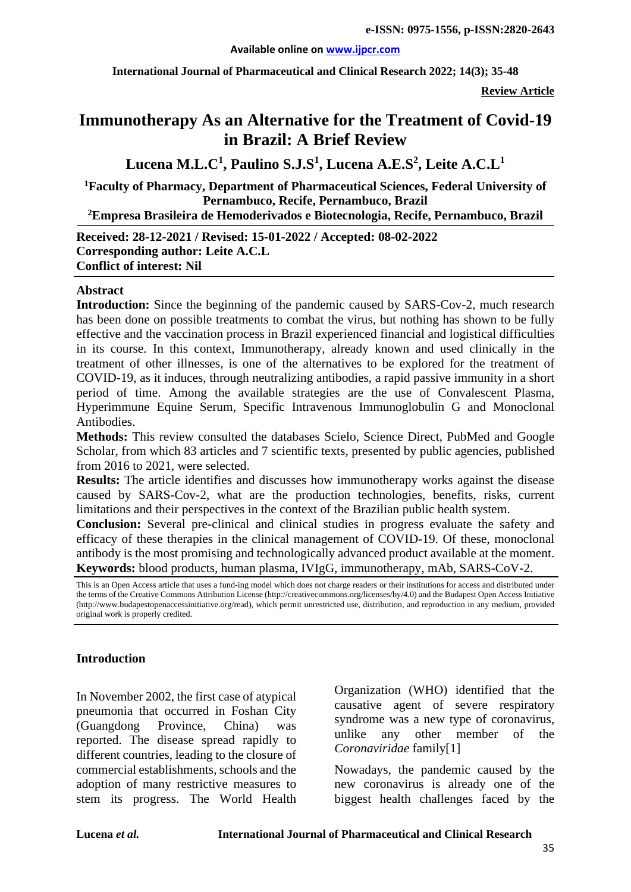**Review Article**

# Immunotherapy As an Alternative for the Treatment of Covid-19 in Brazil: A Brief Review

**Lucena M.L.C[1], Paulino S.J.S[1], Lucena A.E.S[2], Leite A.C.L[1]**

[1]**Faculty of Pharmacy, Department of Pharmaceutical Sciences, Federal University of Pernambuco, Recife, Pernambuco, Brazil**

[2]**Empresa Brasileira de Hemoderivados e Biotecnologia, Recife, Pernambuco, Brazil**

**Received: 28-12-2021 / Revised: 15-01-2022 / Accepted: 08-02-2022**
**Corresponding author: Leite A.C.L**
**Conflict of interest: Nil**

## Abstract

**Introduction:** Since the beginning of the pandemic caused by SARS-Cov-2, much research has been done on possible treatments to combat the virus, but nothing has shown to be fully effective and the vaccination process in Brazil experienced financial and logistical difficulties in its course. In this context, Immunotherapy, already known and used clinically in the treatment of other illnesses, is one of the alternatives to be explored for the treatment of COVID-19, as it induces, through neutralizing antibodies, a rapid passive immunity in a short period of time. Among the available strategies are the use of Convalescent Plasma, Hyperimmune Equine Serum, Specific Intravenous Immunoglobulin G and Monoclonal Antibodies.

**Methods:** This review consulted the databases Scielo, Science Direct, PubMed and Google Scholar, from which 83 articles and 7 scientific texts, presented by public agencies, published from 2016 to 2021, were selected.

**Results:** The article identifies and discusses how immunotherapy works against the disease caused by SARS-Cov-2, what are the production technologies, benefits, risks, current limitations and their perspectives in the context of the Brazilian public health system.

**Conclusion:** Several pre-clinical and clinical studies in progress evaluate the safety and efficacy of these therapies in the clinical management of COVID-19. Of these, monoclonal antibody is the most promising and technologically advanced product available at the moment.

**Keywords:** blood products, human plasma, IVIgG, immunotherapy, mAb, SARS-CoV-2.

This is an Open Access article that uses a fund-ing model which does not charge readers or their institutions for access and distributed under the terms of the Creative Commons Attribution License (http://creativecommons.org/licenses/by/4.0) and the Budapest Open Access Initiative (http://www.budapestopenaccessinitiative.org/read), which permit unrestricted use, distribution, and reproduction in any medium, provided original work is properly credited.

## Introduction

In November 2002, the first case of atypical pneumonia that occurred in Foshan City (Guangdong Province, China) was reported. The disease spread rapidly to different countries, leading to the closure of commercial establishments, schools and the adoption of many restrictive measures to stem its progress. The World Health Organization (WHO) identified that the causative agent of severe respiratory syndrome was a new type of coronavirus, unlike any other member of the *Coronaviridae* family[1]

Nowadays, the pandemic caused by the new coronavirus is already one of the biggest health challenges faced by the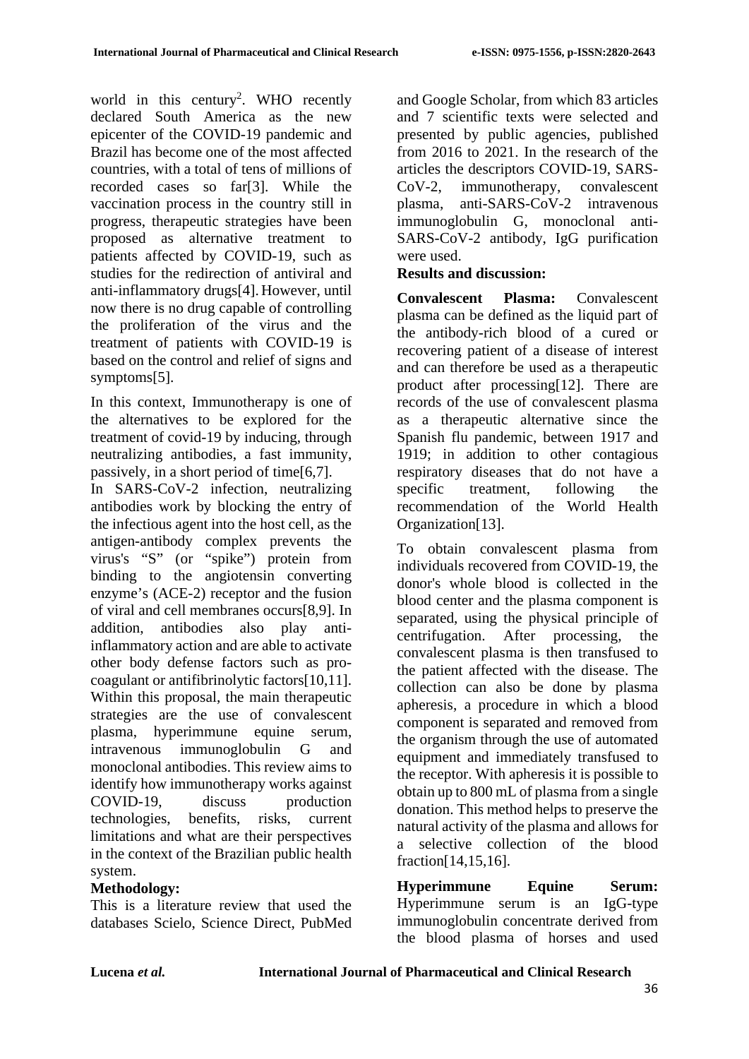world in this century[2]. WHO recently declared South America as the new epicenter of the COVID-19 pandemic and Brazil has become one of the most affected countries, with a total of tens of millions of recorded cases so far[3]. While the vaccination process in the country still in progress, therapeutic strategies have been proposed as alternative treatment to patients affected by COVID-19, such as studies for the redirection of antiviral and anti-inflammatory drugs[4]. However, until now there is no drug capable of controlling the proliferation of the virus and the treatment of patients with COVID-19 is based on the control and relief of signs and symptoms[5].

In this context, Immunotherapy is one of the alternatives to be explored for the treatment of covid-19 by inducing, through neutralizing antibodies, a fast immunity, passively, in a short period of time[6,7].

In SARS-CoV-2 infection, neutralizing antibodies work by blocking the entry of the infectious agent into the host cell, as the antigen-antibody complex prevents the virus's "S" (or "spike") protein from binding to the angiotensin converting enzyme's (ACE-2) receptor and the fusion of viral and cell membranes occurs[8,9]. In addition, antibodies also play anti-inflammatory action and are able to activate other body defense factors such as pro-coagulant or antifibrinolytic factors[10,11]. Within this proposal, the main therapeutic strategies are the use of convalescent plasma, hyperimmune equine serum, intravenous immunoglobulin G and monoclonal antibodies. This review aims to identify how immunotherapy works against COVID-19, discuss production technologies, benefits, risks, current limitations and what are their perspectives in the context of the Brazilian public health system.

## Methodology:

This is a literature review that used the databases Scielo, Science Direct, PubMed and Google Scholar, from which 83 articles and 7 scientific texts were selected and presented by public agencies, published from 2016 to 2021. In the research of the articles the descriptors COVID-19, SARS-CoV-2, immunotherapy, convalescent plasma, anti-SARS-CoV-2 intravenous immunoglobulin G, monoclonal anti-SARS-CoV-2 antibody, IgG purification were used.

## Results and discussion:

**Convalescent Plasma:** Convalescent plasma can be defined as the liquid part of the antibody-rich blood of a cured or recovering patient of a disease of interest and can therefore be used as a therapeutic product after processing[12]. There are records of the use of convalescent plasma as a therapeutic alternative since the Spanish flu pandemic, between 1917 and 1919; in addition to other contagious respiratory diseases that do not have a specific treatment, following the recommendation of the World Health Organization[13].

To obtain convalescent plasma from individuals recovered from COVID-19, the donor's whole blood is collected in the blood center and the plasma component is separated, using the physical principle of centrifugation. After processing, the convalescent plasma is then transfused to the patient affected with the disease. The collection can also be done by plasma apheresis, a procedure in which a blood component is separated and removed from the organism through the use of automated equipment and immediately transfused to the receptor. With apheresis it is possible to obtain up to 800 mL of plasma from a single donation. This method helps to preserve the natural activity of the plasma and allows for a selective collection of the blood fraction[14,15,16].

**Hyperimmune Equine Serum:** Hyperimmune serum is an IgG-type immunoglobulin concentrate derived from the blood plasma of horses and used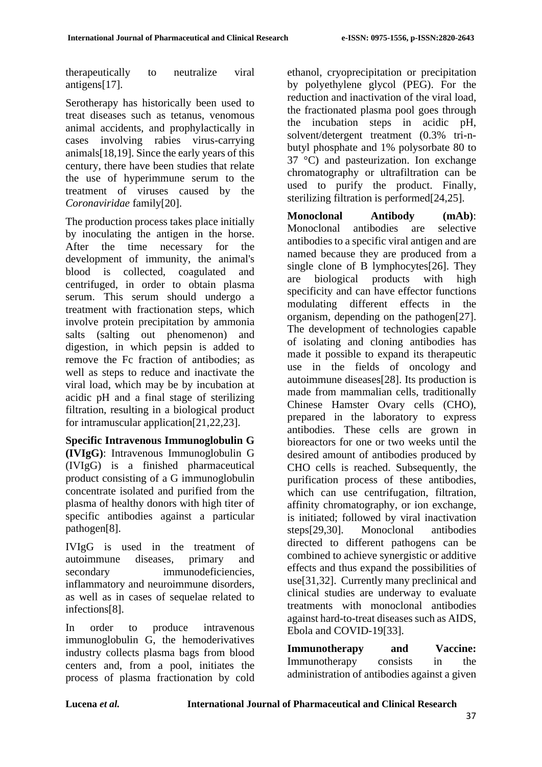therapeutically to neutralize viral antigens[17].

Serotherapy has historically been used to treat diseases such as tetanus, venomous animal accidents, and prophylactically in cases involving rabies virus-carrying animals[18,19]. Since the early years of this century, there have been studies that relate the use of hyperimmune serum to the treatment of viruses caused by the *Coronaviridae* family[20].

The production process takes place initially by inoculating the antigen in the horse. After the time necessary for the development of immunity, the animal's blood is collected, coagulated and centrifuged, in order to obtain plasma serum. This serum should undergo a treatment with fractionation steps, which involve protein precipitation by ammonia salts (salting out phenomenon) and digestion, in which pepsin is added to remove the Fc fraction of antibodies; as well as steps to reduce and inactivate the viral load, which may be by incubation at acidic pH and a final stage of sterilizing filtration, resulting in a biological product for intramuscular application[21,22,23].

**Specific Intravenous Immunoglobulin G (IVIgG)**: Intravenous Immunoglobulin G (IVIgG) is a finished pharmaceutical product consisting of a G immunoglobulin concentrate isolated and purified from the plasma of healthy donors with high titer of specific antibodies against a particular pathogen[8].

IVIgG is used in the treatment of autoimmune diseases, primary and secondary immunodeficiencies, inflammatory and neuroimmune disorders, as well as in cases of sequelae related to infections[8].

In order to produce intravenous immunoglobulin G, the hemoderivatives industry collects plasma bags from blood centers and, from a pool, initiates the process of plasma fractionation by cold ethanol, cryoprecipitation or precipitation by polyethylene glycol (PEG). For the reduction and inactivation of the viral load, the fractionated plasma pool goes through the incubation steps in acidic pH, solvent/detergent treatment (0.3% tri-n-butyl phosphate and 1% polysorbate 80 to 37 °C) and pasteurization. Ion exchange chromatography or ultrafiltration can be used to purify the product. Finally, sterilizing filtration is performed[24,25].

**Monoclonal Antibody (mAb)**: Monoclonal antibodies are selective antibodies to a specific viral antigen and are named because they are produced from a single clone of B lymphocytes[26]. They are biological products with high specificity and can have effector functions modulating different effects in the organism, depending on the pathogen[27]. The development of technologies capable of isolating and cloning antibodies has made it possible to expand its therapeutic use in the fields of oncology and autoimmune diseases[28]. Its production is made from mammalian cells, traditionally Chinese Hamster Ovary cells (CHO), prepared in the laboratory to express antibodies. These cells are grown in bioreactors for one or two weeks until the desired amount of antibodies produced by CHO cells is reached. Subsequently, the purification process of these antibodies, which can use centrifugation, filtration, affinity chromatography, or ion exchange, is initiated; followed by viral inactivation steps[29,30]. Monoclonal antibodies directed to different pathogens can be combined to achieve synergistic or additive effects and thus expand the possibilities of use[31,32]. Currently many preclinical and clinical studies are underway to evaluate treatments with monoclonal antibodies against hard-to-treat diseases such as AIDS, Ebola and COVID-19[33].

**Immunotherapy and Vaccine:** Immunotherapy consists in the administration of antibodies against a given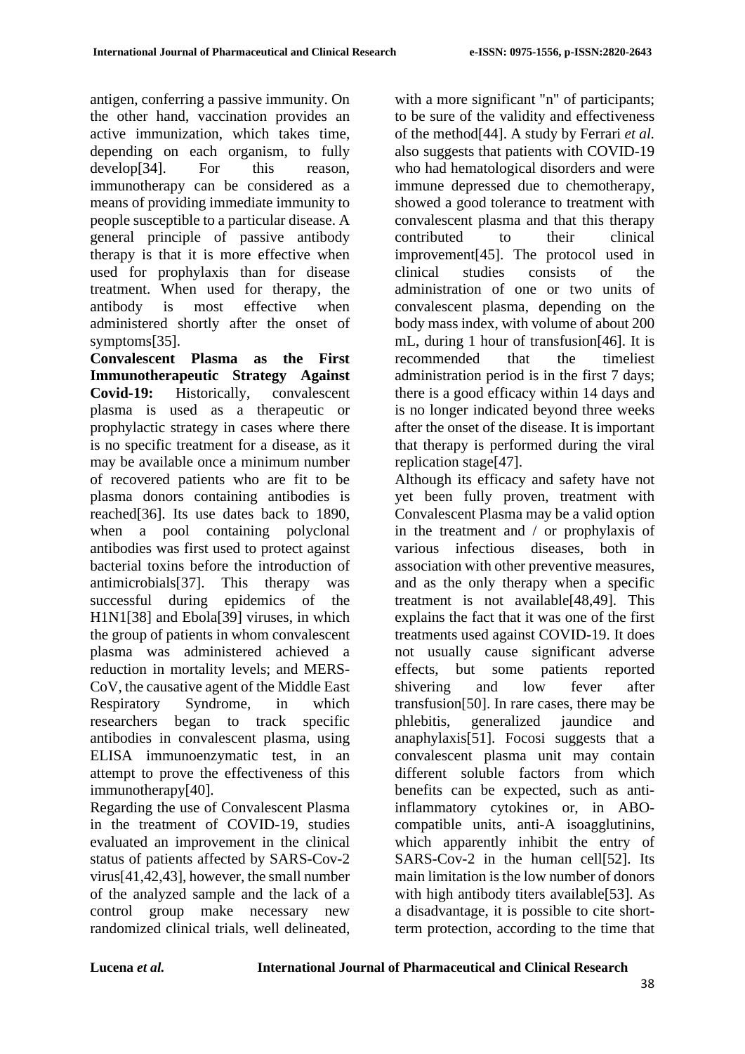antigen, conferring a passive immunity. On the other hand, vaccination provides an active immunization, which takes time, depending on each organism, to fully develop[34]. For this reason, immunotherapy can be considered as a means of providing immediate immunity to people susceptible to a particular disease. A general principle of passive antibody therapy is that it is more effective when used for prophylaxis than for disease treatment. When used for therapy, the antibody is most effective when administered shortly after the onset of symptoms[35].

**Convalescent Plasma as the First Immunotherapeutic Strategy Against Covid-19:** Historically, convalescent plasma is used as a therapeutic or prophylactic strategy in cases where there is no specific treatment for a disease, as it may be available once a minimum number of recovered patients who are fit to be plasma donors containing antibodies is reached[36]. Its use dates back to 1890, when a pool containing polyclonal antibodies was first used to protect against bacterial toxins before the introduction of antimicrobials[37]. This therapy was successful during epidemics of the H1N1[38] and Ebola[39] viruses, in which the group of patients in whom convalescent plasma was administered achieved a reduction in mortality levels; and MERS-CoV, the causative agent of the Middle East Respiratory Syndrome, in which researchers began to track specific antibodies in convalescent plasma, using ELISA immunoenzymatic test, in an attempt to prove the effectiveness of this immunotherapy[40].

Regarding the use of Convalescent Plasma in the treatment of COVID-19, studies evaluated an improvement in the clinical status of patients affected by SARS-Cov-2 virus[41,42,43], however, the small number of the analyzed sample and the lack of a control group make necessary new randomized clinical trials, well delineated, with a more significant "n" of participants; to be sure of the validity and effectiveness of the method[44]. A study by Ferrari *et al.* also suggests that patients with COVID-19 who had hematological disorders and were immune depressed due to chemotherapy, showed a good tolerance to treatment with convalescent plasma and that this therapy contributed to their clinical improvement[45]. The protocol used in clinical studies consists of the administration of one or two units of convalescent plasma, depending on the body mass index, with volume of about 200 mL, during 1 hour of transfusion[46]. It is recommended that the timeliest administration period is in the first 7 days; there is a good efficacy within 14 days and is no longer indicated beyond three weeks after the onset of the disease. It is important that therapy is performed during the viral replication stage[47].

Although its efficacy and safety have not yet been fully proven, treatment with Convalescent Plasma may be a valid option in the treatment and / or prophylaxis of various infectious diseases, both in association with other preventive measures, and as the only therapy when a specific treatment is not available[48,49]. This explains the fact that it was one of the first treatments used against COVID-19. It does not usually cause significant adverse effects, but some patients reported shivering and low fever after transfusion[50]. In rare cases, there may be phlebitis, generalized jaundice and anaphylaxis[51]. Focosi suggests that a convalescent plasma unit may contain different soluble factors from which benefits can be expected, such as anti-inflammatory cytokines or, in ABO-compatible units, anti-A isoagglutinins, which apparently inhibit the entry of SARS-Cov-2 in the human cell[52]. Its main limitation is the low number of donors with high antibody titers available[53]. As a disadvantage, it is possible to cite short-term protection, according to the time that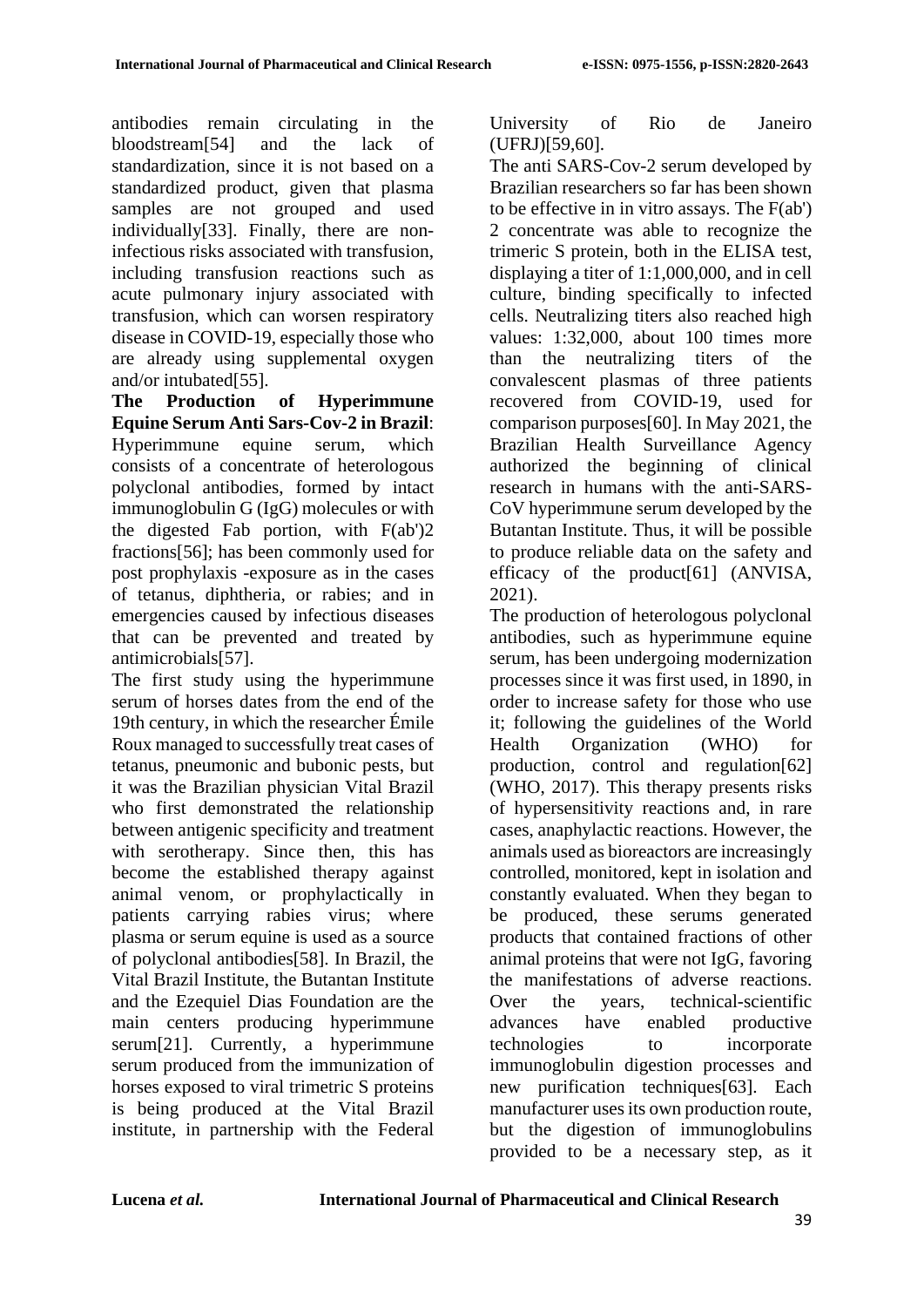antibodies remain circulating in the bloodstream[54] and the lack of standardization, since it is not based on a standardized product, given that plasma samples are not grouped and used individually[33]. Finally, there are non-infectious risks associated with transfusion, including transfusion reactions such as acute pulmonary injury associated with transfusion, which can worsen respiratory disease in COVID-19, especially those who are already using supplemental oxygen and/or intubated[55].

**The Production of Hyperimmune Equine Serum Anti Sars-Cov-2 in Brazil**: Hyperimmune equine serum, which consists of a concentrate of heterologous polyclonal antibodies, formed by intact immunoglobulin G (IgG) molecules or with the digested Fab portion, with F(ab')2 fractions[56]; has been commonly used for post prophylaxis -exposure as in the cases of tetanus, diphtheria, or rabies; and in emergencies caused by infectious diseases that can be prevented and treated by antimicrobials[57].

The first study using the hyperimmune serum of horses dates from the end of the 19th century, in which the researcher Émile Roux managed to successfully treat cases of tetanus, pneumonic and bubonic pests, but it was the Brazilian physician Vital Brazil who first demonstrated the relationship between antigenic specificity and treatment with serotherapy. Since then, this has become the established therapy against animal venom, or prophylactically in patients carrying rabies virus; where plasma or serum equine is used as a source of polyclonal antibodies[58]. In Brazil, the Vital Brazil Institute, the Butantan Institute and the Ezequiel Dias Foundation are the main centers producing hyperimmune serum[21]. Currently, a hyperimmune serum produced from the immunization of horses exposed to viral trimetric S proteins is being produced at the Vital Brazil institute, in partnership with the Federal University of Rio de Janeiro (UFRJ)[59,60].

The anti SARS-Cov-2 serum developed by Brazilian researchers so far has been shown to be effective in in vitro assays. The F(ab') 2 concentrate was able to recognize the trimeric S protein, both in the ELISA test, displaying a titer of 1:1,000,000, and in cell culture, binding specifically to infected cells. Neutralizing titers also reached high values: 1:32,000, about 100 times more than the neutralizing titers of the convalescent plasmas of three patients recovered from COVID-19, used for comparison purposes[60]. In May 2021, the Brazilian Health Surveillance Agency authorized the beginning of clinical research in humans with the anti-SARS-CoV hyperimmune serum developed by the Butantan Institute. Thus, it will be possible to produce reliable data on the safety and efficacy of the product[61] (ANVISA, 2021).

The production of heterologous polyclonal antibodies, such as hyperimmune equine serum, has been undergoing modernization processes since it was first used, in 1890, in order to increase safety for those who use it; following the guidelines of the World Health Organization (WHO) for production, control and regulation[62] (WHO, 2017). This therapy presents risks of hypersensitivity reactions and, in rare cases, anaphylactic reactions. However, the animals used as bioreactors are increasingly controlled, monitored, kept in isolation and constantly evaluated. When they began to be produced, these serums generated products that contained fractions of other animal proteins that were not IgG, favoring the manifestations of adverse reactions. Over the years, technical-scientific advances have enabled productive technologies to incorporate immunoglobulin digestion processes and new purification techniques[63]. Each manufacturer uses its own production route, but the digestion of immunoglobulins provided to be a necessary step, as it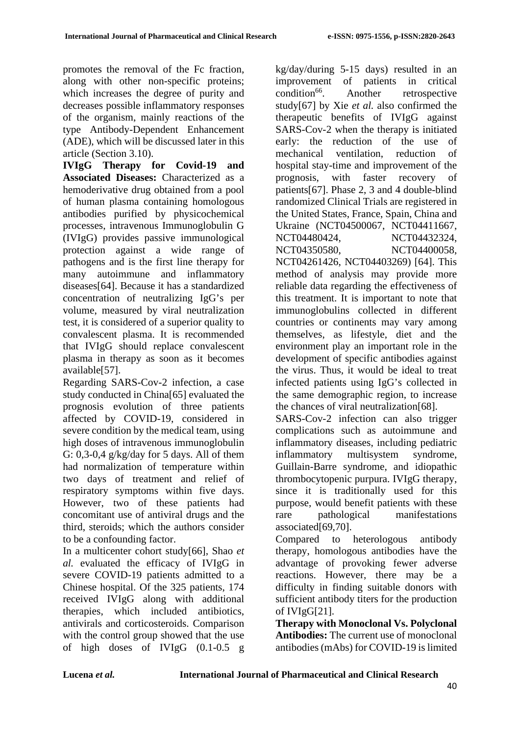promotes the removal of the Fc fraction, along with other non-specific proteins; which increases the degree of purity and decreases possible inflammatory responses of the organism, mainly reactions of the type Antibody-Dependent Enhancement (ADE), which will be discussed later in this article (Section 3.10).

**IVIgG Therapy for Covid-19 and Associated Diseases:** Characterized as a hemoderivative drug obtained from a pool of human plasma containing homologous antibodies purified by physicochemical processes, intravenous Immunoglobulin G (IVIgG) provides passive immunological protection against a wide range of pathogens and is the first line therapy for many autoimmune and inflammatory diseases[64]. Because it has a standardized concentration of neutralizing IgG's per volume, measured by viral neutralization test, it is considered of a superior quality to convalescent plasma. It is recommended that IVIgG should replace convalescent plasma in therapy as soon as it becomes available[57].

Regarding SARS-Cov-2 infection, a case study conducted in China[65] evaluated the prognosis evolution of three patients affected by COVID-19, considered in severe condition by the medical team, using high doses of intravenous immunoglobulin G: 0,3-0,4 g/kg/day for 5 days. All of them had normalization of temperature within two days of treatment and relief of respiratory symptoms within five days. However, two of these patients had concomitant use of antiviral drugs and the third, steroids; which the authors consider to be a confounding factor.

In a multicenter cohort study[66], Shao *et al.* evaluated the efficacy of IVIgG in severe COVID-19 patients admitted to a Chinese hospital. Of the 325 patients, 174 received IVIgG along with additional therapies, which included antibiotics, antivirals and corticosteroids. Comparison with the control group showed that the use of high doses of IVIgG (0.1-0.5 g kg/day/during 5-15 days) resulted in an improvement of patients in critical condition[66]. Another retrospective study[67] by Xie *et al.* also confirmed the therapeutic benefits of IVIgG against SARS-Cov-2 when the therapy is initiated early: the reduction of the use of mechanical ventilation, reduction of hospital stay-time and improvement of the prognosis, with faster recovery of patients[67]. Phase 2, 3 and 4 double-blind randomized Clinical Trials are registered in the United States, France, Spain, China and Ukraine (NCT04500067, NCT04411667, NCT04480424, NCT04432324, NCT04350580, NCT04400058, NCT04261426, NCT04403269) [64]. This method of analysis may provide more reliable data regarding the effectiveness of this treatment. It is important to note that immunoglobulins collected in different countries or continents may vary among themselves, as lifestyle, diet and the environment play an important role in the development of specific antibodies against the virus. Thus, it would be ideal to treat infected patients using IgG's collected in the same demographic region, to increase the chances of viral neutralization[68].

SARS-Cov-2 infection can also trigger complications such as autoimmune and inflammatory diseases, including pediatric inflammatory multisystem syndrome, Guillain-Barre syndrome, and idiopathic thrombocytopenic purpura. IVIgG therapy, since it is traditionally used for this purpose, would benefit patients with these rare pathological manifestations associated[69,70].

Compared to heterologous antibody therapy, homologous antibodies have the advantage of provoking fewer adverse reactions. However, there may be a difficulty in finding suitable donors with sufficient antibody titers for the production of IVIgG[21].

**Therapy with Monoclonal Vs. Polyclonal Antibodies:** The current use of monoclonal antibodies (mAbs) for COVID-19 is limited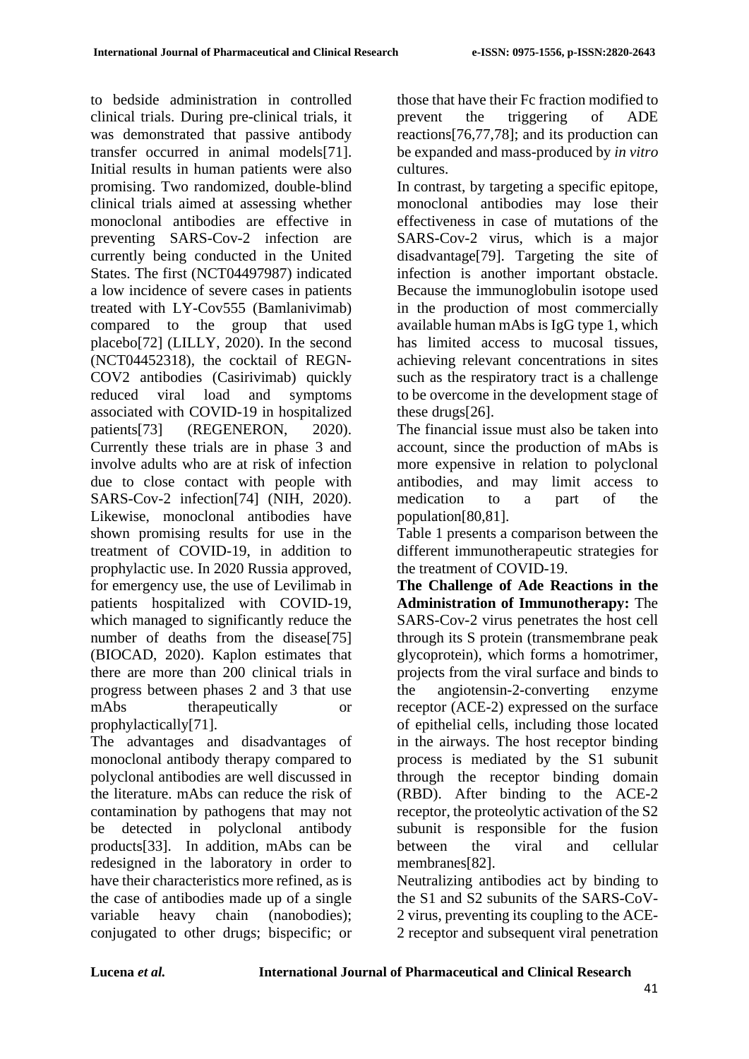to bedside administration in controlled clinical trials. During pre-clinical trials, it was demonstrated that passive antibody transfer occurred in animal models[71]. Initial results in human patients were also promising. Two randomized, double-blind clinical trials aimed at assessing whether monoclonal antibodies are effective in preventing SARS-Cov-2 infection are currently being conducted in the United States. The first (NCT04497987) indicated a low incidence of severe cases in patients treated with LY-Cov555 (Bamlanivimab) compared to the group that used placebo[72] (LILLY, 2020). In the second (NCT04452318), the cocktail of REGN-COV2 antibodies (Casirivimab) quickly reduced viral load and symptoms associated with COVID-19 in hospitalized patients[73] (REGENERON, 2020). Currently these trials are in phase 3 and involve adults who are at risk of infection due to close contact with people with SARS-Cov-2 infection[74] (NIH, 2020). Likewise, monoclonal antibodies have shown promising results for use in the treatment of COVID-19, in addition to prophylactic use. In 2020 Russia approved, for emergency use, the use of Levilimab in patients hospitalized with COVID-19, which managed to significantly reduce the number of deaths from the disease[75] (BIOCAD, 2020). Kaplon estimates that there are more than 200 clinical trials in progress between phases 2 and 3 that use mAbs therapeutically or prophylactically[71].

The advantages and disadvantages of monoclonal antibody therapy compared to polyclonal antibodies are well discussed in the literature. mAbs can reduce the risk of contamination by pathogens that may not be detected in polyclonal antibody products[33]. In addition, mAbs can be redesigned in the laboratory in order to have their characteristics more refined, as is the case of antibodies made up of a single variable heavy chain (nanobodies); conjugated to other drugs; bispecific; or those that have their Fc fraction modified to prevent the triggering of ADE reactions[76,77,78]; and its production can be expanded and mass-produced by *in vitro* cultures.

In contrast, by targeting a specific epitope, monoclonal antibodies may lose their effectiveness in case of mutations of the SARS-Cov-2 virus, which is a major disadvantage[79]. Targeting the site of infection is another important obstacle. Because the immunoglobulin isotope used in the production of most commercially available human mAbs is IgG type 1, which has limited access to mucosal tissues, achieving relevant concentrations in sites such as the respiratory tract is a challenge to be overcome in the development stage of these drugs[26].

The financial issue must also be taken into account, since the production of mAbs is more expensive in relation to polyclonal antibodies, and may limit access to medication to a part of the population[80,81].

Table 1 presents a comparison between the different immunotherapeutic strategies for the treatment of COVID-19.

**The Challenge of Ade Reactions in the Administration of Immunotherapy:** The SARS-Cov-2 virus penetrates the host cell through its S protein (transmembrane peak glycoprotein), which forms a homotrimer, projects from the viral surface and binds to the angiotensin-2-converting enzyme receptor (ACE-2) expressed on the surface of epithelial cells, including those located in the airways. The host receptor binding process is mediated by the S1 subunit through the receptor binding domain (RBD). After binding to the ACE-2 receptor, the proteolytic activation of the S2 subunit is responsible for the fusion between the viral and cellular membranes[82].

Neutralizing antibodies act by binding to the S1 and S2 subunits of the SARS-CoV-2 virus, preventing its coupling to the ACE-2 receptor and subsequent viral penetration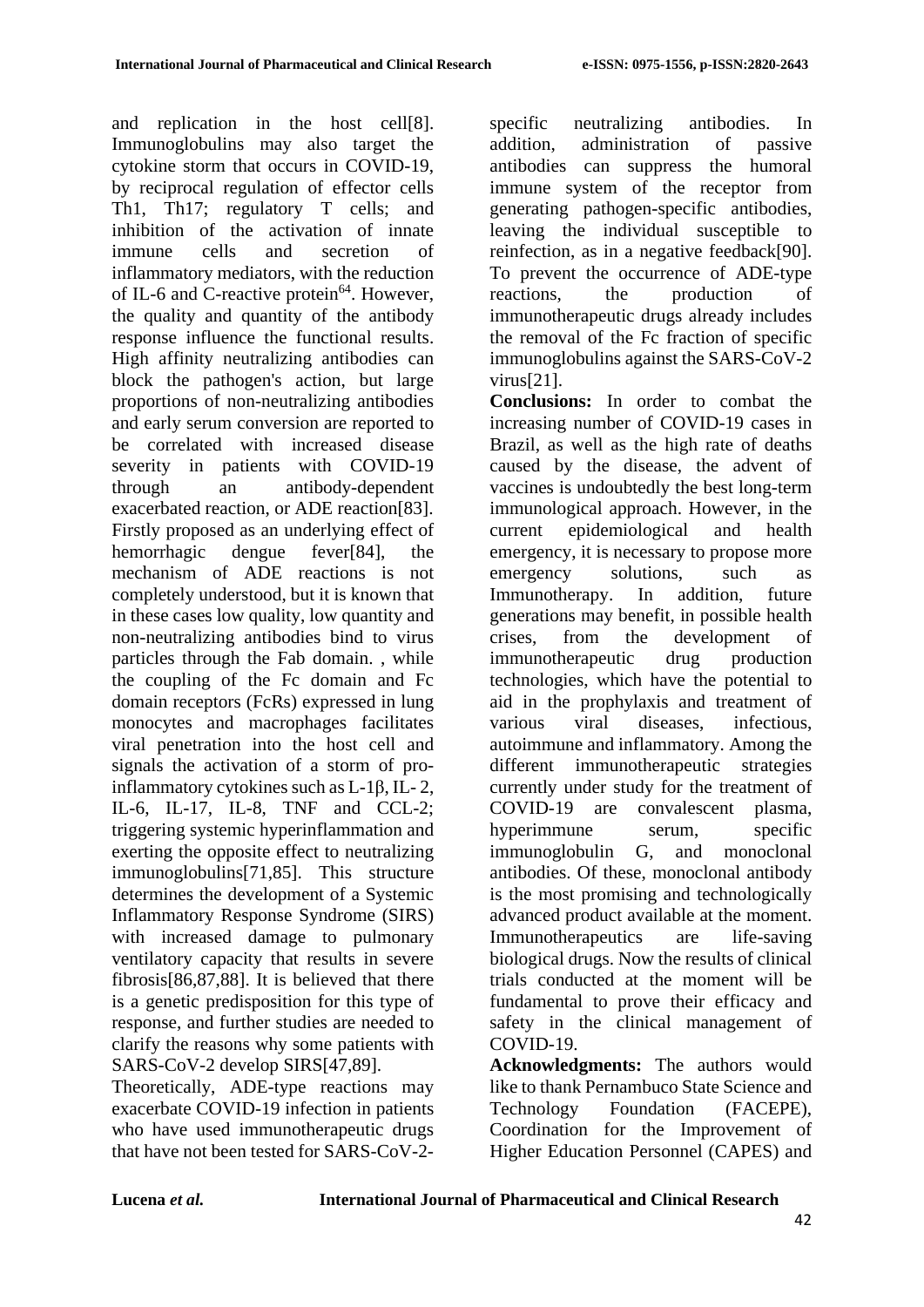and replication in the host cell[8]. Immunoglobulins may also target the cytokine storm that occurs in COVID-19, by reciprocal regulation of effector cells Th1, Th17; regulatory T cells; and inhibition of the activation of innate immune cells and secretion of inflammatory mediators, with the reduction of IL-6 and C-reactive protein[64]. However, the quality and quantity of the antibody response influence the functional results. High affinity neutralizing antibodies can block the pathogen's action, but large proportions of non-neutralizing antibodies and early serum conversion are reported to be correlated with increased disease severity in patients with COVID-19 through an antibody-dependent exacerbated reaction, or ADE reaction[83]. Firstly proposed as an underlying effect of hemorrhagic dengue fever[84], the mechanism of ADE reactions is not completely understood, but it is known that in these cases low quality, low quantity and non-neutralizing antibodies bind to virus particles through the Fab domain. , while the coupling of the Fc domain and Fc domain receptors (FcRs) expressed in lung monocytes and macrophages facilitates viral penetration into the host cell and signals the activation of a storm of pro-inflammatory cytokines such as L-1β, IL- 2, IL-6, IL-17, IL-8, TNF and CCL-2; triggering systemic hyperinflammation and exerting the opposite effect to neutralizing immunoglobulins[71,85]. This structure determines the development of a Systemic Inflammatory Response Syndrome (SIRS) with increased damage to pulmonary ventilatory capacity that results in severe fibrosis[86,87,88]. It is believed that there is a genetic predisposition for this type of response, and further studies are needed to clarify the reasons why some patients with SARS-CoV-2 develop SIRS[47,89].

Theoretically, ADE-type reactions may exacerbate COVID-19 infection in patients who have used immunotherapeutic drugs that have not been tested for SARS-CoV-2-specific neutralizing antibodies. In addition, administration of passive antibodies can suppress the humoral immune system of the receptor from generating pathogen-specific antibodies, leaving the individual susceptible to reinfection, as in a negative feedback[90]. To prevent the occurrence of ADE-type reactions, the production of immunotherapeutic drugs already includes the removal of the Fc fraction of specific immunoglobulins against the SARS-CoV-2 virus[21].

**Conclusions:** In order to combat the increasing number of COVID-19 cases in Brazil, as well as the high rate of deaths caused by the disease, the advent of vaccines is undoubtedly the best long-term immunological approach. However, in the current epidemiological and health emergency, it is necessary to propose more emergency solutions, such as Immunotherapy. In addition, future generations may benefit, in possible health crises, from the development of immunotherapeutic drug production technologies, which have the potential to aid in the prophylaxis and treatment of various viral diseases, infectious, autoimmune and inflammatory. Among the different immunotherapeutic strategies currently under study for the treatment of COVID-19 are convalescent plasma, hyperimmune serum, specific immunoglobulin G, and monoclonal antibodies. Of these, monoclonal antibody is the most promising and technologically advanced product available at the moment. Immunotherapeutics are life-saving biological drugs. Now the results of clinical trials conducted at the moment will be fundamental to prove their efficacy and safety in the clinical management of COVID-19.

**Acknowledgments:** The authors would like to thank Pernambuco State Science and Technology Foundation (FACEPE), Coordination for the Improvement of Higher Education Personnel (CAPES) and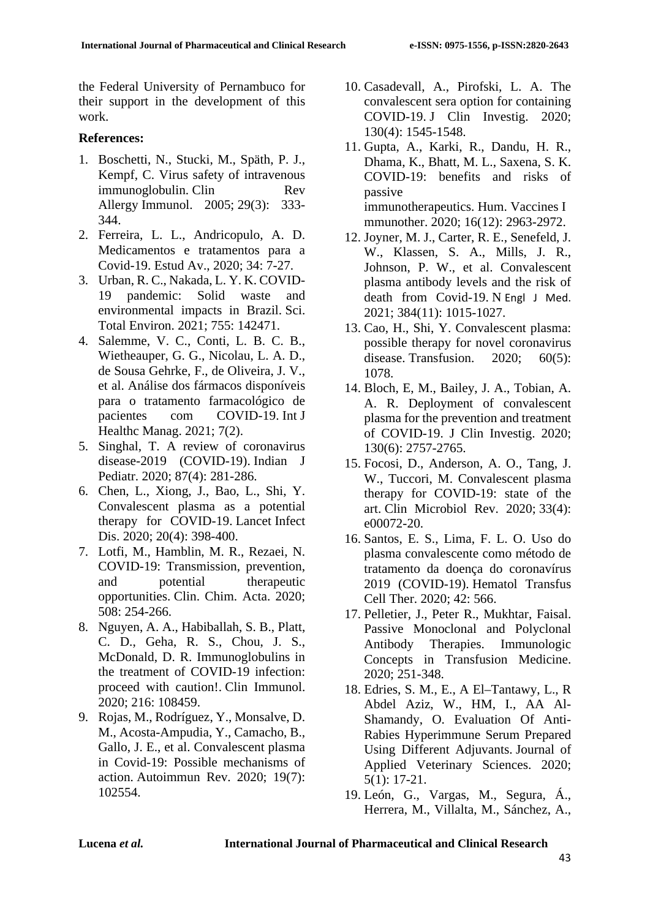the Federal University of Pernambuco for their support in the development of this work.

**References:**

1. Boschetti, N., Stucki, M., Späth, P. J., Kempf, C. Virus safety of intravenous immunoglobulin. Clin Rev Allergy Immunol. 2005; 29(3): 333-344.
2. Ferreira, L. L., Andricopulo, A. D. Medicamentos e tratamentos para a Covid-19. Estud Av., 2020; 34: 7-27.
3. Urban, R. C., Nakada, L. Y. K. COVID-19 pandemic: Solid waste and environmental impacts in Brazil. Sci. Total Environ. 2021; 755: 142471.
4. Salemme, V. C., Conti, L. B. C. B., Wietheauper, G. G., Nicolau, L. A. D., de Sousa Gehrke, F., de Oliveira, J. V., et al. Análise dos fármacos disponíveis para o tratamento farmacológico de pacientes com COVID-19. Int J Healthc Manag. 2021; 7(2).
5. Singhal, T. A review of coronavirus disease-2019 (COVID-19). Indian J Pediatr. 2020; 87(4): 281-286.
6. Chen, L., Xiong, J., Bao, L., Shi, Y. Convalescent plasma as a potential therapy for COVID-19. Lancet Infect Dis. 2020; 20(4): 398-400.
7. Lotfi, M., Hamblin, M. R., Rezaei, N. COVID-19: Transmission, prevention, and potential therapeutic opportunities. Clin. Chim. Acta. 2020; 508: 254-266.
8. Nguyen, A. A., Habiballah, S. B., Platt, C. D., Geha, R. S., Chou, J. S., McDonald, D. R. Immunoglobulins in the treatment of COVID-19 infection: proceed with caution!. Clin Immunol. 2020; 216: 108459.
9. Rojas, M., Rodríguez, Y., Monsalve, D. M., Acosta-Ampudia, Y., Camacho, B., Gallo, J. E., et al. Convalescent plasma in Covid-19: Possible mechanisms of action. Autoimmun Rev. 2020; 19(7): 102554.
10. Casadevall, A., Pirofski, L. A. The convalescent sera option for containing COVID-19. J Clin Investig. 2020; 130(4): 1545-1548.
11. Gupta, A., Karki, R., Dandu, H. R., Dhama, K., Bhatt, M. L., Saxena, S. K. COVID-19: benefits and risks of passive immunotherapeutics. Hum. Vaccines I mmunother. 2020; 16(12): 2963-2972.
12. Joyner, M. J., Carter, R. E., Senefeld, J. W., Klassen, S. A., Mills, J. R., Johnson, P. W., et al. Convalescent plasma antibody levels and the risk of death from Covid-19. N Engl J Med. 2021; 384(11): 1015-1027.
13. Cao, H., Shi, Y. Convalescent plasma: possible therapy for novel coronavirus disease. Transfusion. 2020; 60(5): 1078.
14. Bloch, E, M., Bailey, J. A., Tobian, A. A. R. Deployment of convalescent plasma for the prevention and treatment of COVID-19. J Clin Investig. 2020; 130(6): 2757-2765.
15. Focosi, D., Anderson, A. O., Tang, J. W., Tuccori, M. Convalescent plasma therapy for COVID-19: state of the art. Clin Microbiol Rev. 2020; 33(4): e00072-20.
16. Santos, E. S., Lima, F. L. O. Uso do plasma convalescente como método de tratamento da doença do coronavírus 2019 (COVID-19). Hematol Transfus Cell Ther. 2020; 42: 566.
17. Pelletier, J., Peter R., Mukhtar, Faisal. Passive Monoclonal and Polyclonal Antibody Therapies. Immunologic Concepts in Transfusion Medicine. 2020; 251-348.
18. Edries, S. M., E., A El–Tantawy, L., R Abdel Aziz, W., HM, I., AA Al-Shamandy, O. Evaluation Of Anti-Rabies Hyperimmune Serum Prepared Using Different Adjuvants. Journal of Applied Veterinary Sciences. 2020; 5(1): 17-21.
19. León, G., Vargas, M., Segura, Á., Herrera, M., Villalta, M., Sánchez, A.,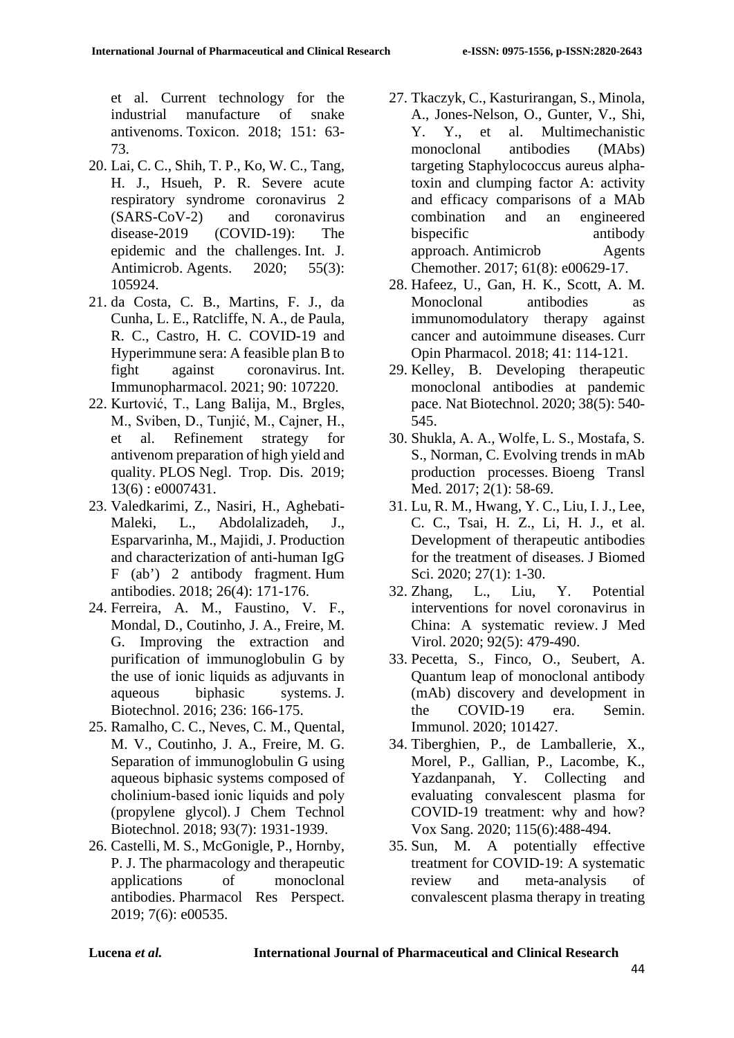et al. Current technology for the industrial manufacture of snake antivenoms. Toxicon. 2018; 151: 63-73.

20. Lai, C. C., Shih, T. P., Ko, W. C., Tang, H. J., Hsueh, P. R. Severe acute respiratory syndrome coronavirus 2 (SARS-CoV-2) and coronavirus disease-2019 (COVID-19): The epidemic and the challenges. Int. J. Antimicrob. Agents. 2020; 55(3): 105924.
21. da Costa, C. B., Martins, F. J., da Cunha, L. E., Ratcliffe, N. A., de Paula, R. C., Castro, H. C. COVID-19 and Hyperimmune sera: A feasible plan B to fight against coronavirus. Int. Immunopharmacol. 2021; 90: 107220.
22. Kurtović, T., Lang Balija, M., Brgles, M., Sviben, D., Tunjić, M., Cajner, H., et al. Refinement strategy for antivenom preparation of high yield and quality. PLOS Negl. Trop. Dis. 2019; 13(6) : e0007431.
23. Valedkarimi, Z., Nasiri, H., Aghebati-Maleki, L., Abdolalizadeh, J., Esparvarinha, M., Majidi, J. Production and characterization of anti-human IgG F (ab') 2 antibody fragment. Hum antibodies. 2018; 26(4): 171-176.
24. Ferreira, A. M., Faustino, V. F., Mondal, D., Coutinho, J. A., Freire, M. G. Improving the extraction and purification of immunoglobulin G by the use of ionic liquids as adjuvants in aqueous biphasic systems. J. Biotechnol. 2016; 236: 166-175.
25. Ramalho, C. C., Neves, C. M., Quental, M. V., Coutinho, J. A., Freire, M. G. Separation of immunoglobulin G using aqueous biphasic systems composed of cholinium-based ionic liquids and poly (propylene glycol). J Chem Technol Biotechnol. 2018; 93(7): 1931-1939.
26. Castelli, M. S., McGonigle, P., Hornby, P. J. The pharmacology and therapeutic applications of monoclonal antibodies. Pharmacol Res Perspect. 2019; 7(6): e00535.
27. Tkaczyk, C., Kasturirangan, S., Minola, A., Jones-Nelson, O., Gunter, V., Shi, Y. Y., et al. Multimechanistic monoclonal antibodies (MAbs) targeting Staphylococcus aureus alpha-toxin and clumping factor A: activity and efficacy comparisons of a MAb combination and an engineered bispecific antibody approach. Antimicrob Agents Chemother. 2017; 61(8): e00629-17.
28. Hafeez, U., Gan, H. K., Scott, A. M. Monoclonal antibodies as immunomodulatory therapy against cancer and autoimmune diseases. Curr Opin Pharmacol. 2018; 41: 114-121.
29. Kelley, B. Developing therapeutic monoclonal antibodies at pandemic pace. Nat Biotechnol. 2020; 38(5): 540-545.
30. Shukla, A. A., Wolfe, L. S., Mostafa, S. S., Norman, C. Evolving trends in mAb production processes. Bioeng Transl Med. 2017; 2(1): 58-69.
31. Lu, R. M., Hwang, Y. C., Liu, I. J., Lee, C. C., Tsai, H. Z., Li, H. J., et al. Development of therapeutic antibodies for the treatment of diseases. J Biomed Sci. 2020; 27(1): 1-30.
32. Zhang, L., Liu, Y. Potential interventions for novel coronavirus in China: A systematic review. J Med Virol. 2020; 92(5): 479-490.
33. Pecetta, S., Finco, O., Seubert, A. Quantum leap of monoclonal antibody (mAb) discovery and development in the COVID-19 era. Semin. Immunol. 2020; 101427.
34. Tiberghien, P., de Lamballerie, X., Morel, P., Gallian, P., Lacombe, K., Yazdanpanah, Y. Collecting and evaluating convalescent plasma for COVID-19 treatment: why and how? Vox Sang. 2020; 115(6):488-494.
35. Sun, M. A potentially effective treatment for COVID-19: A systematic review and meta-analysis of convalescent plasma therapy in treating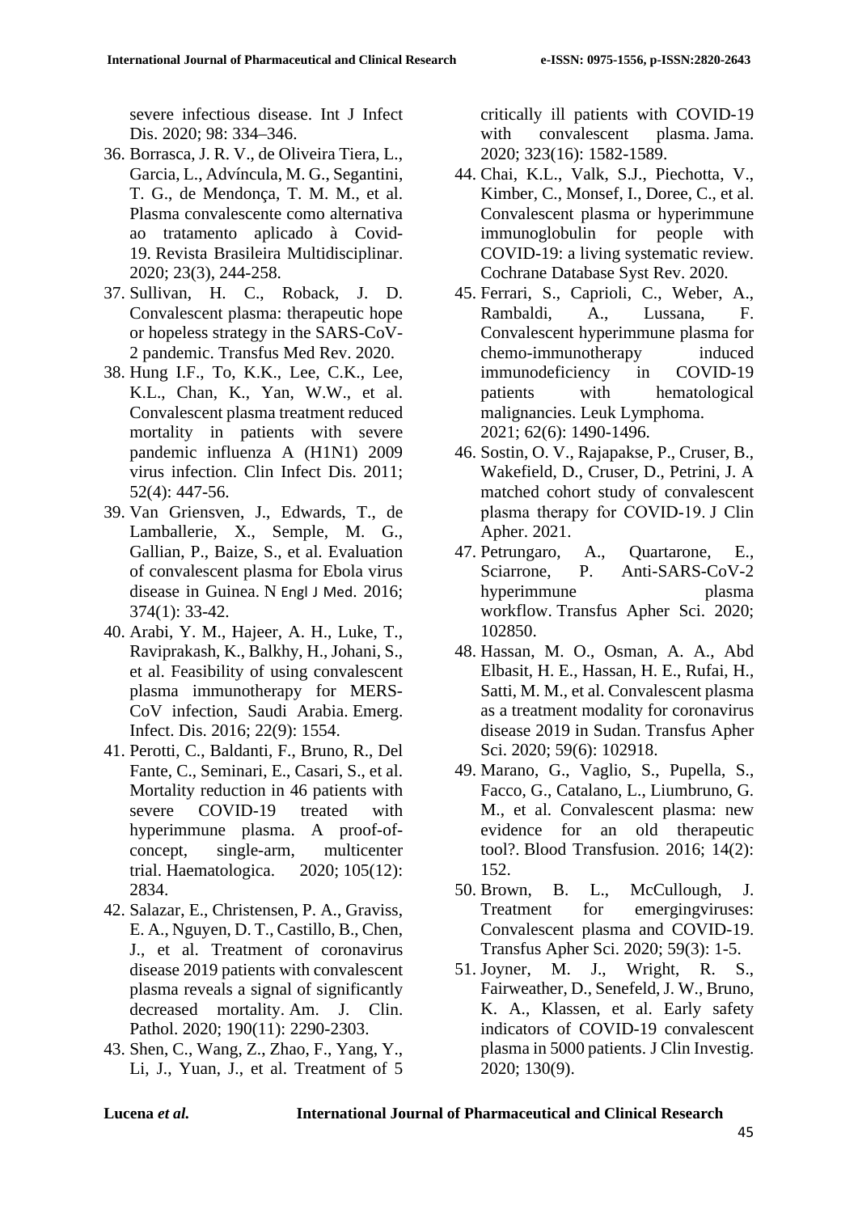severe infectious disease. Int J Infect Dis. 2020; 98: 334–346.

36. Borrasca, J. R. V., de Oliveira Tiera, L., Garcia, L., Advíncula, M. G., Segantini, T. G., de Mendonça, T. M. M., et al. Plasma convalescente como alternativa ao tratamento aplicado à Covid-19. Revista Brasileira Multidisciplinar. 2020; 23(3), 244-258.
37. Sullivan, H. C., Roback, J. D. Convalescent plasma: therapeutic hope or hopeless strategy in the SARS-CoV-2 pandemic. Transfus Med Rev. 2020.
38. Hung I.F., To, K.K., Lee, C.K., Lee, K.L., Chan, K., Yan, W.W., et al. Convalescent plasma treatment reduced mortality in patients with severe pandemic influenza A (H1N1) 2009 virus infection. Clin Infect Dis. 2011; 52(4): 447-56.
39. Van Griensven, J., Edwards, T., de Lamballerie, X., Semple, M. G., Gallian, P., Baize, S., et al. Evaluation of convalescent plasma for Ebola virus disease in Guinea. N Engl J Med. 2016; 374(1): 33-42.
40. Arabi, Y. M., Hajeer, A. H., Luke, T., Raviprakash, K., Balkhy, H., Johani, S., et al. Feasibility of using convalescent plasma immunotherapy for MERS-CoV infection, Saudi Arabia. Emerg. Infect. Dis. 2016; 22(9): 1554.
41. Perotti, C., Baldanti, F., Bruno, R., Del Fante, C., Seminari, E., Casari, S., et al. Mortality reduction in 46 patients with severe COVID-19 treated with hyperimmune plasma. A proof-of-concept, single-arm, multicenter trial. Haematologica. 2020; 105(12): 2834.
42. Salazar, E., Christensen, P. A., Graviss, E. A., Nguyen, D. T., Castillo, B., Chen, J., et al. Treatment of coronavirus disease 2019 patients with convalescent plasma reveals a signal of significantly decreased mortality. Am. J. Clin. Pathol. 2020; 190(11): 2290-2303.
43. Shen, C., Wang, Z., Zhao, F., Yang, Y., Li, J., Yuan, J., et al. Treatment of 5 critically ill patients with COVID-19 with convalescent plasma. Jama. 2020; 323(16): 1582-1589.
44. Chai, K.L., Valk, S.J., Piechotta, V., Kimber, C., Monsef, I., Doree, C., et al. Convalescent plasma or hyperimmune immunoglobulin for people with COVID-19: a living systematic review. Cochrane Database Syst Rev. 2020.
45. Ferrari, S., Caprioli, C., Weber, A., Rambaldi, A., Lussana, F. Convalescent hyperimmune plasma for chemo-immunotherapy induced immunodeficiency in COVID-19 patients with hematological malignancies. Leuk Lymphoma. 2021; 62(6): 1490-1496.
46. Sostin, O. V., Rajapakse, P., Cruser, B., Wakefield, D., Cruser, D., Petrini, J. A matched cohort study of convalescent plasma therapy for COVID-19. J Clin Apher. 2021.
47. Petrungaro, A., Quartarone, E., Sciarrone, P. Anti-SARS-CoV-2 hyperimmune plasma workflow. Transfus Apher Sci. 2020; 102850.
48. Hassan, M. O., Osman, A. A., Abd Elbasit, H. E., Hassan, H. E., Rufai, H., Satti, M. M., et al. Convalescent plasma as a treatment modality for coronavirus disease 2019 in Sudan. Transfus Apher Sci. 2020; 59(6): 102918.
49. Marano, G., Vaglio, S., Pupella, S., Facco, G., Catalano, L., Liumbruno, G. M., et al. Convalescent plasma: new evidence for an old therapeutic tool?. Blood Transfusion. 2016; 14(2): 152.
50. Brown, B. L., McCullough, J. Treatment for emergingviruses: Convalescent plasma and COVID-19. Transfus Apher Sci. 2020; 59(3): 1-5.
51. Joyner, M. J., Wright, R. S., Fairweather, D., Senefeld, J. W., Bruno, K. A., Klassen, et al. Early safety indicators of COVID-19 convalescent plasma in 5000 patients. J Clin Investig. 2020; 130(9).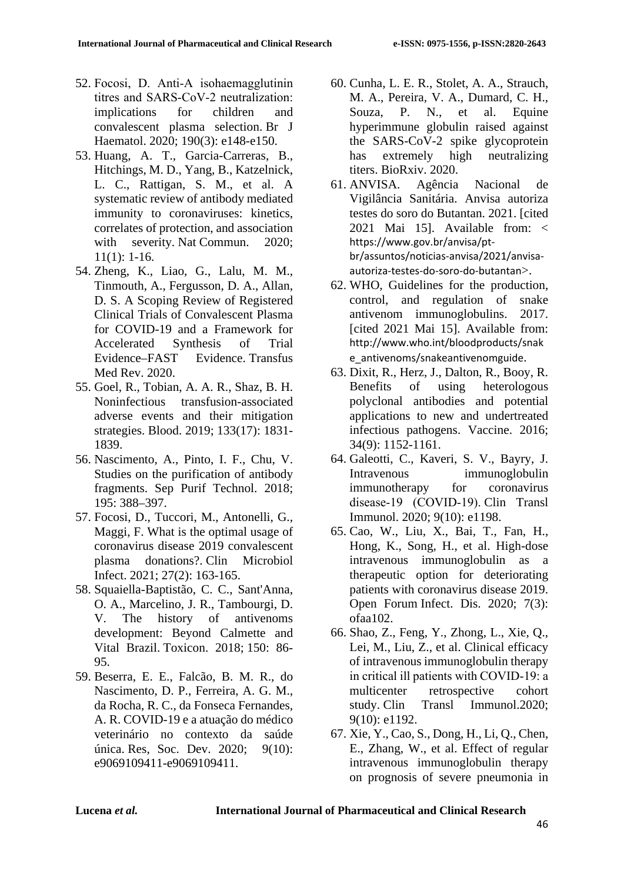52. Focosi, D. Anti-A isohaemagglutinin titres and SARS-CoV-2 neutralization: implications for children and convalescent plasma selection. Br J Haematol. 2020; 190(3): e148-e150.
53. Huang, A. T., Garcia-Carreras, B., Hitchings, M. D., Yang, B., Katzelnick, L. C., Rattigan, S. M., et al. A systematic review of antibody mediated immunity to coronaviruses: kinetics, correlates of protection, and association with severity. Nat Commun. 2020; 11(1): 1-16.
54. Zheng, K., Liao, G., Lalu, M. M., Tinmouth, A., Fergusson, D. A., Allan, D. S. A Scoping Review of Registered Clinical Trials of Convalescent Plasma for COVID-19 and a Framework for Accelerated Synthesis of Trial Evidence–FAST Evidence. Transfus Med Rev. 2020.
55. Goel, R., Tobian, A. A. R., Shaz, B. H. Noninfectious transfusion-associated adverse events and their mitigation strategies. Blood. 2019; 133(17): 1831-1839.
56. Nascimento, A., Pinto, I. F., Chu, V. Studies on the purification of antibody fragments. Sep Purif Technol. 2018; 195: 388–397.
57. Focosi, D., Tuccori, M., Antonelli, G., Maggi, F. What is the optimal usage of coronavirus disease 2019 convalescent plasma donations?. Clin Microbiol Infect. 2021; 27(2): 163-165.
58. Squaiella-Baptistão, C. C., Sant'Anna, O. A., Marcelino, J. R., Tambourgi, D. V. The history of antivenoms development: Beyond Calmette and Vital Brazil. Toxicon. 2018; 150: 86-95.
59. Beserra, E. E., Falcão, B. M. R., do Nascimento, D. P., Ferreira, A. G. M., da Rocha, R. C., da Fonseca Fernandes, A. R. COVID-19 e a atuação do médico veterinário no contexto da saúde única. Res, Soc. Dev. 2020; 9(10): e9069109411-e9069109411.
60. Cunha, L. E. R., Stolet, A. A., Strauch, M. A., Pereira, V. A., Dumard, C. H., Souza, P. N., et al. Equine hyperimmune globulin raised against the SARS-CoV-2 spike glycoprotein has extremely high neutralizing titers. BioRxiv. 2020.
61. ANVISA. Agência Nacional de Vigilância Sanitária. Anvisa autoriza testes do soro do Butantan. 2021. [cited 2021 Mai 15]. Available from: < https://www.gov.br/anvisa/pt-br/assuntos/noticias-anvisa/2021/anvisa-autoriza-testes-do-soro-do-butantan>.
62. WHO, Guidelines for the production, control, and regulation of snake antivenom immunoglobulins. 2017. [cited 2021 Mai 15]. Available from: http://www.who.int/bloodproducts/snake_antivenoms/snakeantivenomguide.
63. Dixit, R., Herz, J., Dalton, R., Booy, R. Benefits of using heterologous polyclonal antibodies and potential applications to new and undertreated infectious pathogens. Vaccine. 2016; 34(9): 1152-1161.
64. Galeotti, C., Kaveri, S. V., Bayry, J. Intravenous immunoglobulin immunotherapy for coronavirus disease-19 (COVID-19). Clin Transl Immunol. 2020; 9(10): e1198.
65. Cao, W., Liu, X., Bai, T., Fan, H., Hong, K., Song, H., et al. High-dose intravenous immunoglobulin as a therapeutic option for deteriorating patients with coronavirus disease 2019. Open Forum Infect. Dis. 2020; 7(3): ofaa102.
66. Shao, Z., Feng, Y., Zhong, L., Xie, Q., Lei, M., Liu, Z., et al. Clinical efficacy of intravenous immunoglobulin therapy in critical ill patients with COVID-19: a multicenter retrospective cohort study. Clin Transl Immunol.2020; 9(10): e1192.
67. Xie, Y., Cao, S., Dong, H., Li, Q., Chen, E., Zhang, W., et al. Effect of regular intravenous immunoglobulin therapy on prognosis of severe pneumonia in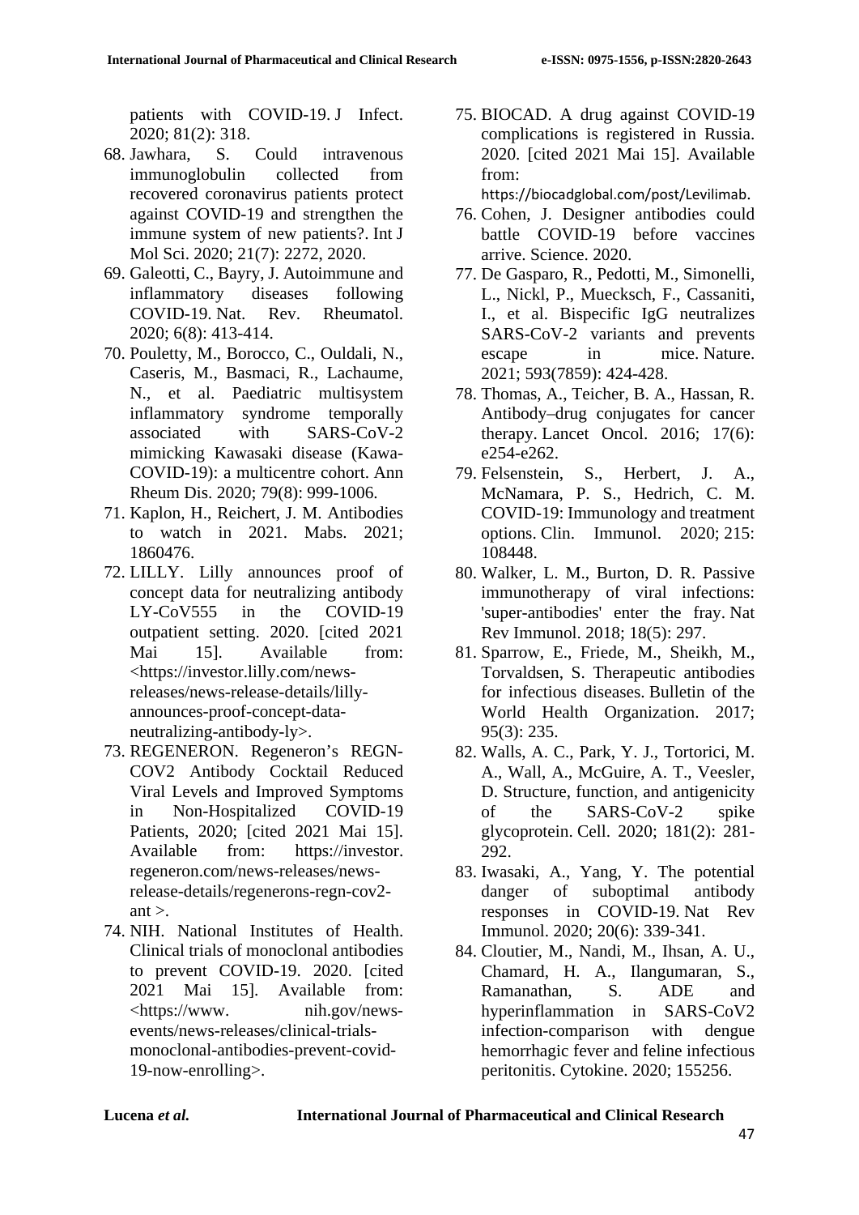patients with COVID-19. J Infect. 2020; 81(2): 318.

68. Jawhara, S. Could intravenous immunoglobulin collected from recovered coronavirus patients protect against COVID-19 and strengthen the immune system of new patients?. Int J Mol Sci. 2020; 21(7): 2272, 2020.
69. Galeotti, C., Bayry, J. Autoimmune and inflammatory diseases following COVID-19. Nat. Rev. Rheumatol. 2020; 6(8): 413-414.
70. Pouletty, M., Borocco, C., Ouldali, N., Caseris, M., Basmaci, R., Lachaume, N., et al. Paediatric multisystem inflammatory syndrome temporally associated with SARS-CoV-2 mimicking Kawasaki disease (Kawa-COVID-19): a multicentre cohort. Ann Rheum Dis. 2020; 79(8): 999-1006.
71. Kaplon, H., Reichert, J. M. Antibodies to watch in 2021. Mabs. 2021; 1860476.
72. LILLY. Lilly announces proof of concept data for neutralizing antibody LY-CoV555 in the COVID-19 outpatient setting. 2020. [cited 2021 Mai 15]. Available from: <https://investor.lilly.com/news-releases/news-release-details/lilly-announces-proof-concept-data-neutralizing-antibody-ly>.
73. REGENERON. Regeneron's REGN-COV2 Antibody Cocktail Reduced Viral Levels and Improved Symptoms in Non-Hospitalized COVID-19 Patients, 2020; [cited 2021 Mai 15]. Available from: https://investor. regeneron.com/news-releases/news-release-details/regenerons-regn-cov2-ant >.
74. NIH. National Institutes of Health. Clinical trials of monoclonal antibodies to prevent COVID-19. 2020. [cited 2021 Mai 15]. Available from: <https://www. nih.gov/news-events/news-releases/clinical-trials-monoclonal-antibodies-prevent-covid-19-now-enrolling>.
75. BIOCAD. A drug against COVID-19 complications is registered in Russia. 2020. [cited 2021 Mai 15]. Available from: https://biocadglobal.com/post/Levilimab.
76. Cohen, J. Designer antibodies could battle COVID-19 before vaccines arrive. Science. 2020.
77. De Gasparo, R., Pedotti, M., Simonelli, L., Nickl, P., Muecksch, F., Cassaniti, I., et al. Bispecific IgG neutralizes SARS-CoV-2 variants and prevents escape in mice. Nature. 2021; 593(7859): 424-428.
78. Thomas, A., Teicher, B. A., Hassan, R. Antibody–drug conjugates for cancer therapy. Lancet Oncol. 2016; 17(6): e254-e262.
79. Felsenstein, S., Herbert, J. A., McNamara, P. S., Hedrich, C. M. COVID-19: Immunology and treatment options. Clin. Immunol. 2020; 215: 108448.
80. Walker, L. M., Burton, D. R. Passive immunotherapy of viral infections: 'super-antibodies' enter the fray. Nat Rev Immunol. 2018; 18(5): 297.
81. Sparrow, E., Friede, M., Sheikh, M., Torvaldsen, S. Therapeutic antibodies for infectious diseases. Bulletin of the World Health Organization. 2017; 95(3): 235.
82. Walls, A. C., Park, Y. J., Tortorici, M. A., Wall, A., McGuire, A. T., Veesler, D. Structure, function, and antigenicity of the SARS-CoV-2 spike glycoprotein. Cell. 2020; 181(2): 281-292.
83. Iwasaki, A., Yang, Y. The potential danger of suboptimal antibody responses in COVID-19. Nat Rev Immunol. 2020; 20(6): 339-341.
84. Cloutier, M., Nandi, M., Ihsan, A. U., Chamard, H. A., Ilangumaran, S., Ramanathan, S. ADE and hyperinflammation in SARS-CoV2 infection-comparison with dengue hemorrhagic fever and feline infectious peritonitis. Cytokine. 2020; 155256.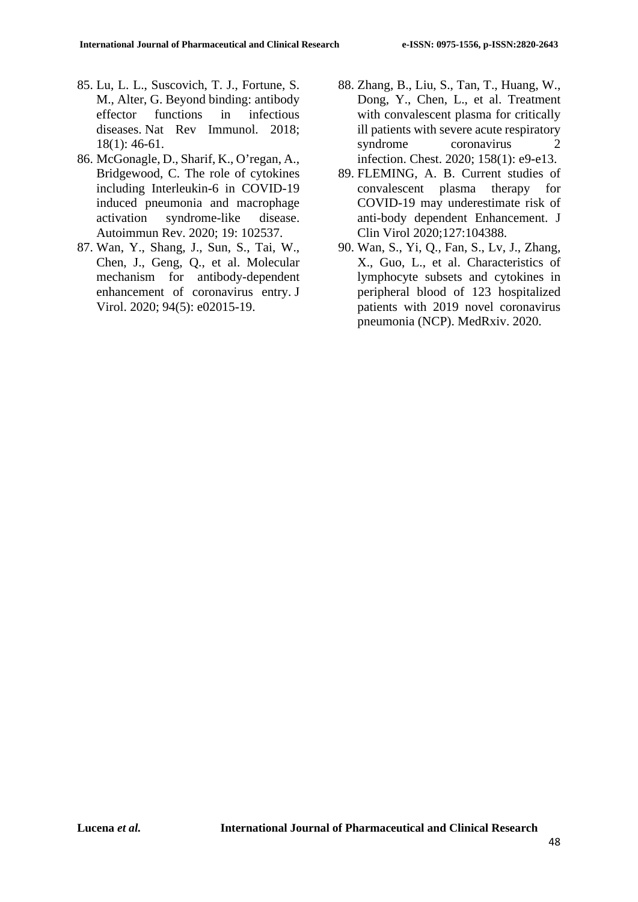85. Lu, L. L., Suscovich, T. J., Fortune, S. M., Alter, G. Beyond binding: antibody effector functions in infectious diseases. Nat Rev Immunol. 2018; 18(1): 46-61.
86. McGonagle, D., Sharif, K., O'regan, A., Bridgewood, C. The role of cytokines including Interleukin-6 in COVID-19 induced pneumonia and macrophage activation syndrome-like disease. Autoimmun Rev. 2020; 19: 102537.
87. Wan, Y., Shang, J., Sun, S., Tai, W., Chen, J., Geng, Q., et al. Molecular mechanism for antibody-dependent enhancement of coronavirus entry. J Virol. 2020; 94(5): e02015-19.
88. Zhang, B., Liu, S., Tan, T., Huang, W., Dong, Y., Chen, L., et al. Treatment with convalescent plasma for critically ill patients with severe acute respiratory syndrome coronavirus 2 infection. Chest. 2020; 158(1): e9-e13.
89. FLEMING, A. B. Current studies of convalescent plasma therapy for COVID-19 may underestimate risk of anti-body dependent Enhancement. J Clin Virol 2020;127:104388.
90. Wan, S., Yi, Q., Fan, S., Lv, J., Zhang, X., Guo, L., et al. Characteristics of lymphocyte subsets and cytokines in peripheral blood of 123 hospitalized patients with 2019 novel coronavirus pneumonia (NCP). MedRxiv. 2020.